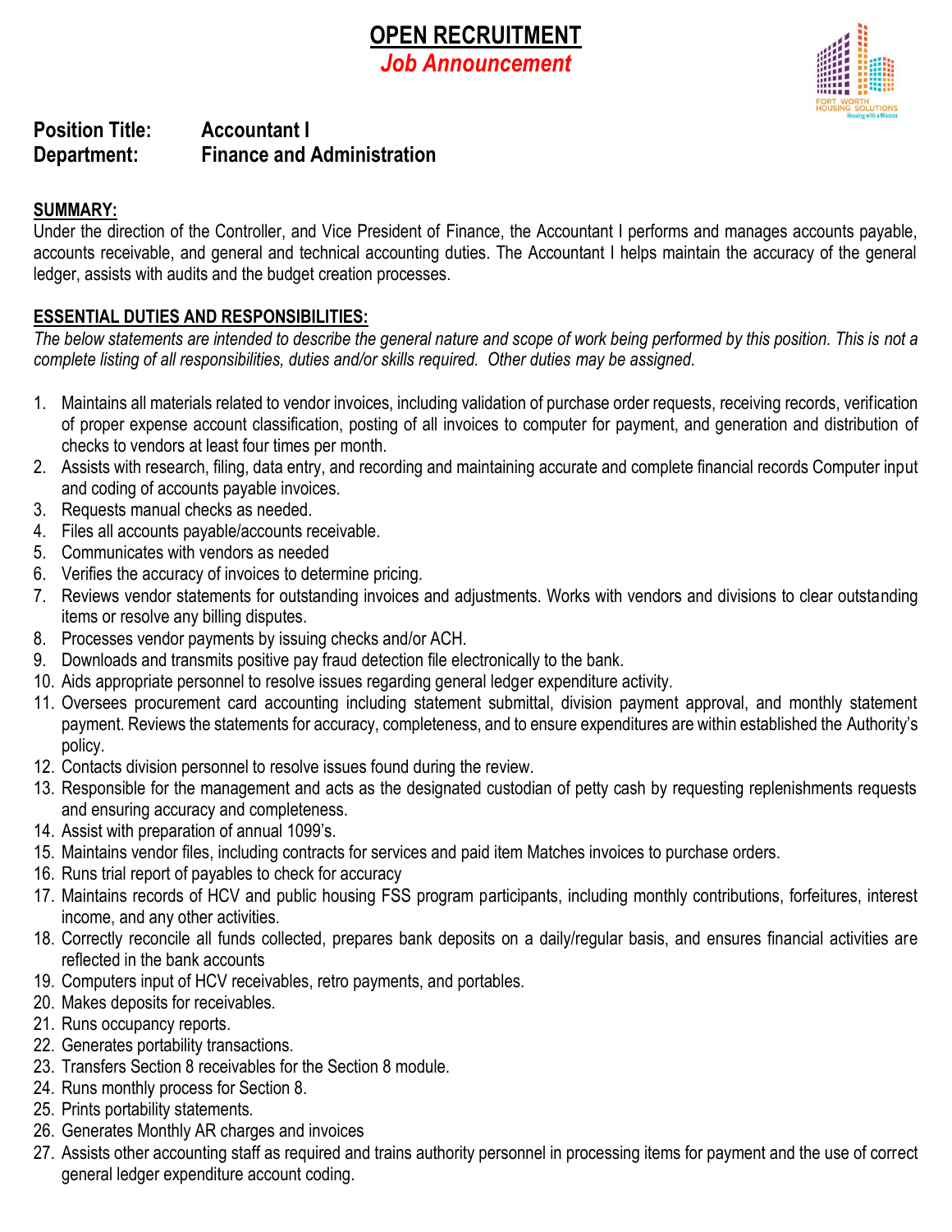# OPEN RECRUITMENT

## *Job Announcement*

**Position Title:** **Accountant I**
**Department:** **Finance and Administration**

**SUMMARY:**

Under the direction of the Controller, and Vice President of Finance, the Accountant I performs and manages accounts payable, accounts receivable, and general and technical accounting duties. The Accountant I helps maintain the accuracy of the general ledger, assists with audits and the budget creation processes.

**ESSENTIAL DUTIES AND RESPONSIBILITIES:**

*The below statements are intended to describe the general nature and scope of work being performed by this position. This is not a complete listing of all responsibilities, duties and/or skills required. Other duties may be assigned.*

1. Maintains all materials related to vendor invoices, including validation of purchase order requests, receiving records, verification of proper expense account classification, posting of all invoices to computer for payment, and generation and distribution of checks to vendors at least four times per month.
2. Assists with research, filing, data entry, and recording and maintaining accurate and complete financial records Computer input and coding of accounts payable invoices.
3. Requests manual checks as needed.
4. Files all accounts payable/accounts receivable.
5. Communicates with vendors as needed
6. Verifies the accuracy of invoices to determine pricing.
7. Reviews vendor statements for outstanding invoices and adjustments. Works with vendors and divisions to clear outstanding items or resolve any billing disputes.
8. Processes vendor payments by issuing checks and/or ACH.
9. Downloads and transmits positive pay fraud detection file electronically to the bank.
10. Aids appropriate personnel to resolve issues regarding general ledger expenditure activity.
11. Oversees procurement card accounting including statement submittal, division payment approval, and monthly statement payment. Reviews the statements for accuracy, completeness, and to ensure expenditures are within established the Authority's policy.
12. Contacts division personnel to resolve issues found during the review.
13. Responsible for the management and acts as the designated custodian of petty cash by requesting replenishments requests and ensuring accuracy and completeness.
14. Assist with preparation of annual 1099's.
15. Maintains vendor files, including contracts for services and paid item Matches invoices to purchase orders.
16. Runs trial report of payables to check for accuracy
17. Maintains records of HCV and public housing FSS program participants, including monthly contributions, forfeitures, interest income, and any other activities.
18. Correctly reconcile all funds collected, prepares bank deposits on a daily/regular basis, and ensures financial activities are reflected in the bank accounts
19. Computers input of HCV receivables, retro payments, and portables.
20. Makes deposits for receivables.
21. Runs occupancy reports.
22. Generates portability transactions.
23. Transfers Section 8 receivables for the Section 8 module.
24. Runs monthly process for Section 8.
25. Prints portability statements.
26. Generates Monthly AR charges and invoices
27. Assists other accounting staff as required and trains authority personnel in processing items for payment and the use of correct general ledger expenditure account coding.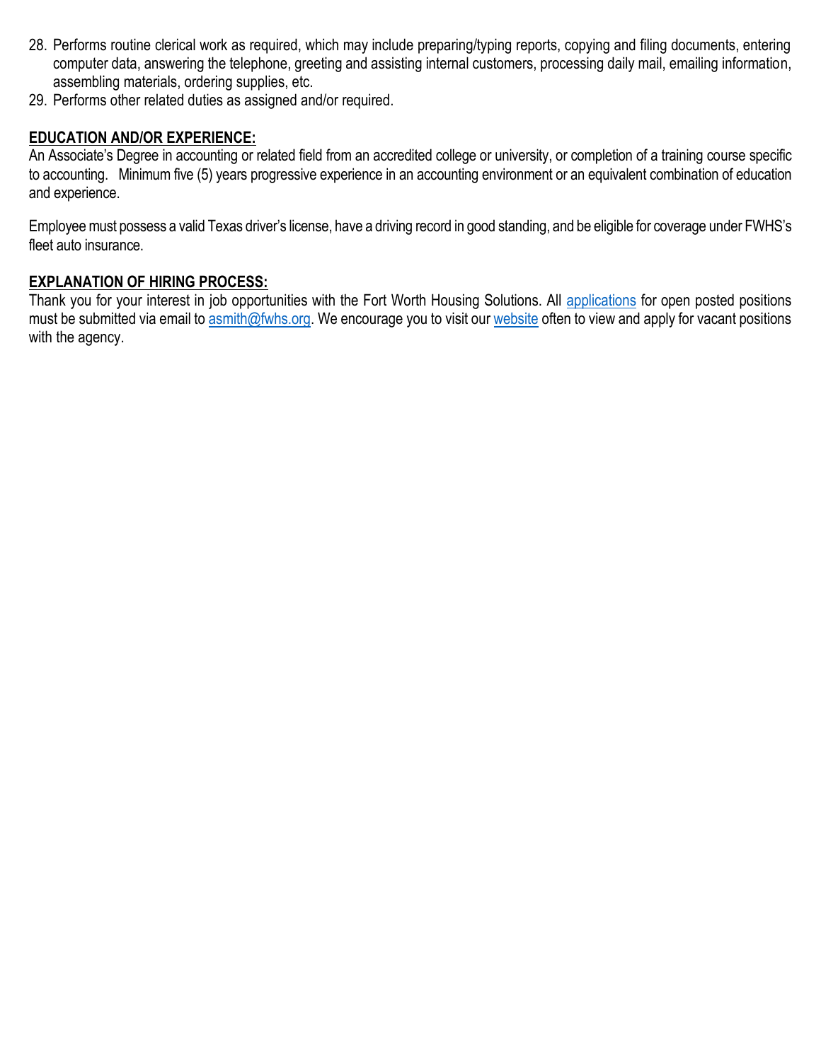28. Performs routine clerical work as required, which may include preparing/typing reports, copying and filing documents, entering computer data, answering the telephone, greeting and assisting internal customers, processing daily mail, emailing information, assembling materials, ordering supplies, etc.
29. Performs other related duties as assigned and/or required.

**EDUCATION AND/OR EXPERIENCE:**

An Associate's Degree in accounting or related field from an accredited college or university, or completion of a training course specific to accounting. Minimum five (5) years progressive experience in an accounting environment or an equivalent combination of education and experience.

Employee must possess a valid Texas driver's license, have a driving record in good standing, and be eligible for coverage under FWHS's fleet auto insurance.

**EXPLANATION OF HIRING PROCESS:**

Thank you for your interest in job opportunities with the Fort Worth Housing Solutions. All applications for open posted positions must be submitted via email to asmith@fwhs.org. We encourage you to visit our website often to view and apply for vacant positions with the agency.